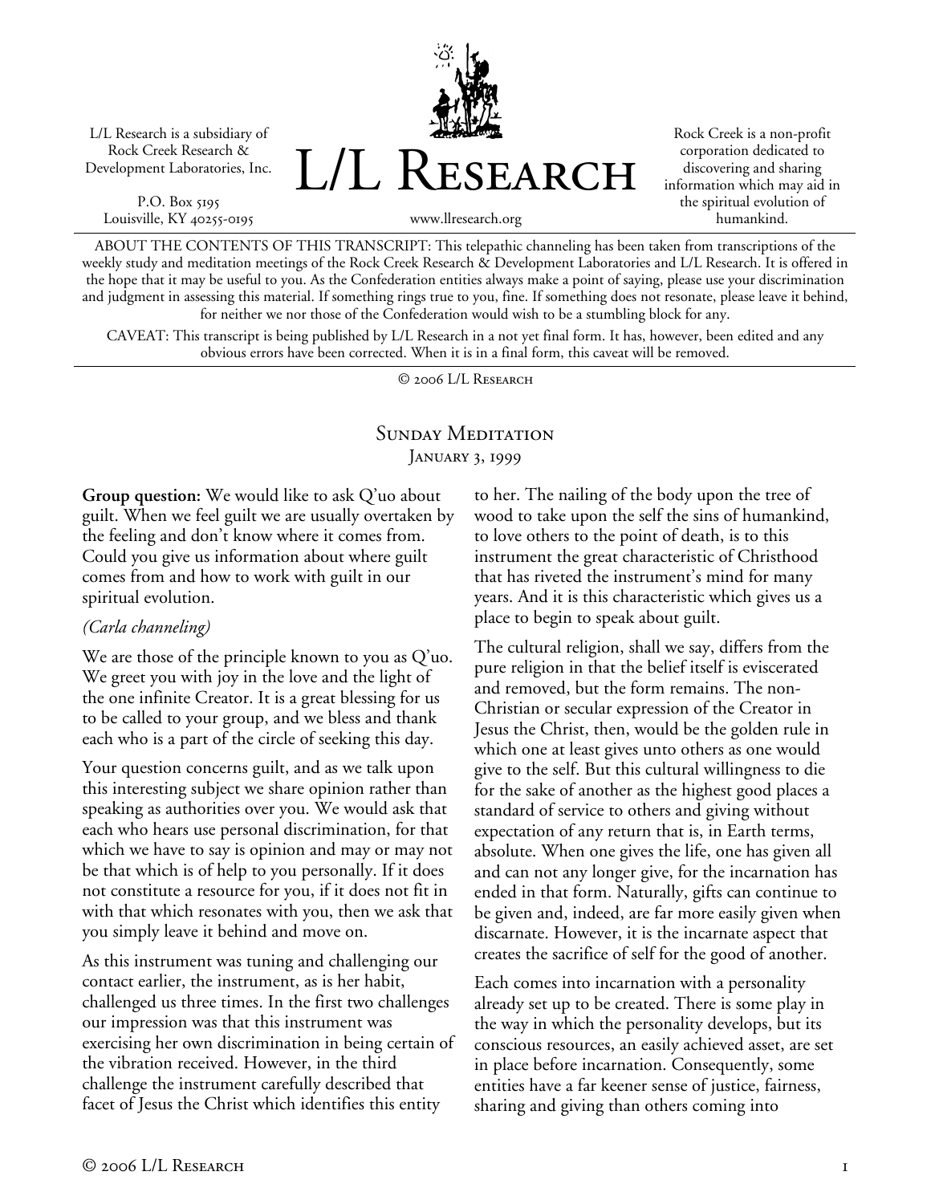L/L Research is a subsidiary of Rock Creek Research & Development Laboratories, Inc.

P.O. Box 5195
Louisville, KY 40255-0195

# L/L Research

www.llresearch.org

Rock Creek is a non-profit corporation dedicated to discovering and sharing information which may aid in the spiritual evolution of humankind.

ABOUT THE CONTENTS OF THIS TRANSCRIPT: This telepathic channeling has been taken from transcriptions of the weekly study and meditation meetings of the Rock Creek Research & Development Laboratories and L/L Research. It is offered in the hope that it may be useful to you. As the Confederation entities always make a point of saying, please use your discrimination and judgment in assessing this material. If something rings true to you, fine. If something does not resonate, please leave it behind, for neither we nor those of the Confederation would wish to be a stumbling block for any.

CAVEAT: This transcript is being published by L/L Research in a not yet final form. It has, however, been edited and any obvious errors have been corrected. When it is in a final form, this caveat will be removed.

© 2006 L/L Research

## Sunday Meditation
### January 3, 1999

**Group question:** We would like to ask Q'uo about guilt. When we feel guilt we are usually overtaken by the feeling and don't know where it comes from. Could you give us information about where guilt comes from and how to work with guilt in our spiritual evolution.

*(Carla channeling)*

We are those of the principle known to you as Q'uo. We greet you with joy in the love and the light of the one infinite Creator. It is a great blessing for us to be called to your group, and we bless and thank each who is a part of the circle of seeking this day.

Your question concerns guilt, and as we talk upon this interesting subject we share opinion rather than speaking as authorities over you. We would ask that each who hears use personal discrimination, for that which we have to say is opinion and may or may not be that which is of help to you personally. If it does not constitute a resource for you, if it does not fit in with that which resonates with you, then we ask that you simply leave it behind and move on.

As this instrument was tuning and challenging our contact earlier, the instrument, as is her habit, challenged us three times. In the first two challenges our impression was that this instrument was exercising her own discrimination in being certain of the vibration received. However, in the third challenge the instrument carefully described that facet of Jesus the Christ which identifies this entity to her. The nailing of the body upon the tree of wood to take upon the self the sins of humankind, to love others to the point of death, is to this instrument the great characteristic of Christhood that has riveted the instrument's mind for many years. And it is this characteristic which gives us a place to begin to speak about guilt.

The cultural religion, shall we say, differs from the pure religion in that the belief itself is eviscerated and removed, but the form remains. The non-Christian or secular expression of the Creator in Jesus the Christ, then, would be the golden rule in which one at least gives unto others as one would give to the self. But this cultural willingness to die for the sake of another as the highest good places a standard of service to others and giving without expectation of any return that is, in Earth terms, absolute. When one gives the life, one has given all and can not any longer give, for the incarnation has ended in that form. Naturally, gifts can continue to be given and, indeed, are far more easily given when discarnate. However, it is the incarnate aspect that creates the sacrifice of self for the good of another.

Each comes into incarnation with a personality already set up to be created. There is some play in the way in which the personality develops, but its conscious resources, an easily achieved asset, are set in place before incarnation. Consequently, some entities have a far keener sense of justice, fairness, sharing and giving than others coming into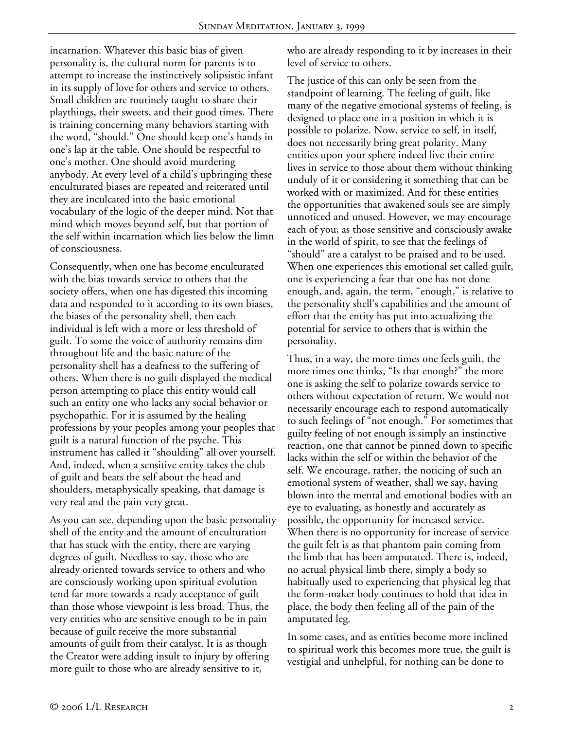incarnation. Whatever this basic bias of given personality is, the cultural norm for parents is to attempt to increase the instinctively solipsistic infant in its supply of love for others and service to others. Small children are routinely taught to share their playthings, their sweets, and their good times. There is training concerning many behaviors starting with the word, "should." One should keep one's hands in one's lap at the table. One should be respectful to one's mother. One should avoid murdering anybody. At every level of a child's upbringing these enculturated biases are repeated and reiterated until they are inculcated into the basic emotional vocabulary of the logic of the deeper mind. Not that mind which moves beyond self, but that portion of the self within incarnation which lies below the limn of consciousness.

Consequently, when one has become enculturated with the bias towards service to others that the society offers, when one has digested this incoming data and responded to it according to its own biases, the biases of the personality shell, then each individual is left with a more or less threshold of guilt. To some the voice of authority remains dim throughout life and the basic nature of the personality shell has a deafness to the suffering of others. When there is no guilt displayed the medical person attempting to place this entity would call such an entity one who lacks any social behavior or psychopathic. For it is assumed by the healing professions by your peoples among your peoples that guilt is a natural function of the psyche. This instrument has called it "shoulding" all over yourself. And, indeed, when a sensitive entity takes the club of guilt and beats the self about the head and shoulders, metaphysically speaking, that damage is very real and the pain very great.

As you can see, depending upon the basic personality shell of the entity and the amount of enculturation that has stuck with the entity, there are varying degrees of guilt. Needless to say, those who are already oriented towards service to others and who are consciously working upon spiritual evolution tend far more towards a ready acceptance of guilt than those whose viewpoint is less broad. Thus, the very entities who are sensitive enough to be in pain because of guilt receive the more substantial amounts of guilt from their catalyst. It is as though the Creator were adding insult to injury by offering more guilt to those who are already sensitive to it, who are already responding to it by increases in their level of service to others.

The justice of this can only be seen from the standpoint of learning. The feeling of guilt, like many of the negative emotional systems of feeling, is designed to place one in a position in which it is possible to polarize. Now, service to self, in itself, does not necessarily bring great polarity. Many entities upon your sphere indeed live their entire lives in service to those about them without thinking unduly of it or considering it something that can be worked with or maximized. And for these entities the opportunities that awakened souls see are simply unnoticed and unused. However, we may encourage each of you, as those sensitive and consciously awake in the world of spirit, to see that the feelings of "should" are a catalyst to be praised and to be used. When one experiences this emotional set called guilt, one is experiencing a fear that one has not done enough, and, again, the term, "enough," is relative to the personality shell's capabilities and the amount of effort that the entity has put into actualizing the potential for service to others that is within the personality.

Thus, in a way, the more times one feels guilt, the more times one thinks, "Is that enough?" the more one is asking the self to polarize towards service to others without expectation of return. We would not necessarily encourage each to respond automatically to such feelings of "not enough." For sometimes that guilty feeling of not enough is simply an instinctive reaction, one that cannot be pinned down to specific lacks within the self or within the behavior of the self. We encourage, rather, the noticing of such an emotional system of weather, shall we say, having blown into the mental and emotional bodies with an eye to evaluating, as honestly and accurately as possible, the opportunity for increased service. When there is no opportunity for increase of service the guilt felt is as that phantom pain coming from the limb that has been amputated. There is, indeed, no actual physical limb there, simply a body so habitually used to experiencing that physical leg that the form-maker body continues to hold that idea in place, the body then feeling all of the pain of the amputated leg.

In some cases, and as entities become more inclined to spiritual work this becomes more true, the guilt is vestigial and unhelpful, for nothing can be done to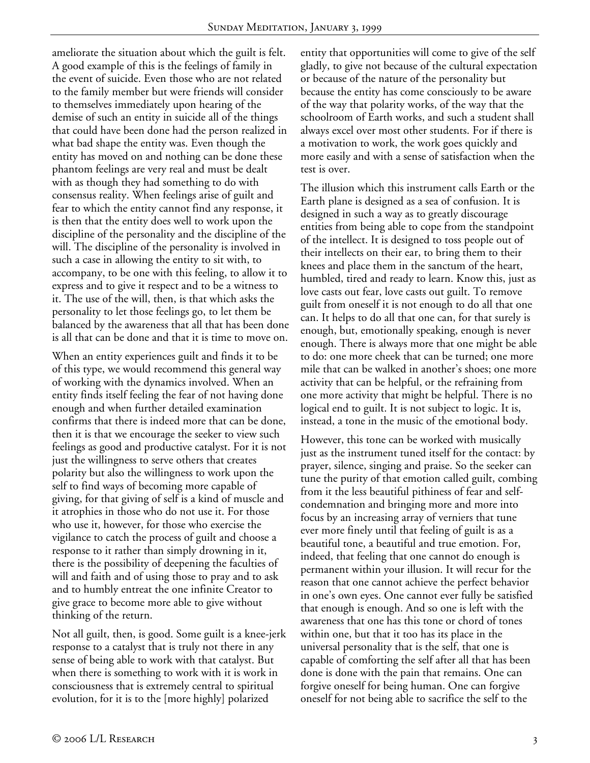ameliorate the situation about which the guilt is felt. A good example of this is the feelings of family in the event of suicide. Even those who are not related to the family member but were friends will consider to themselves immediately upon hearing of the demise of such an entity in suicide all of the things that could have been done had the person realized in what bad shape the entity was. Even though the entity has moved on and nothing can be done these phantom feelings are very real and must be dealt with as though they had something to do with consensus reality. When feelings arise of guilt and fear to which the entity cannot find any response, it is then that the entity does well to work upon the discipline of the personality and the discipline of the will. The discipline of the personality is involved in such a case in allowing the entity to sit with, to accompany, to be one with this feeling, to allow it to express and to give it respect and to be a witness to it. The use of the will, then, is that which asks the personality to let those feelings go, to let them be balanced by the awareness that all that has been done is all that can be done and that it is time to move on.

When an entity experiences guilt and finds it to be of this type, we would recommend this general way of working with the dynamics involved. When an entity finds itself feeling the fear of not having done enough and when further detailed examination confirms that there is indeed more that can be done, then it is that we encourage the seeker to view such feelings as good and productive catalyst. For it is not just the willingness to serve others that creates polarity but also the willingness to work upon the self to find ways of becoming more capable of giving, for that giving of self is a kind of muscle and it atrophies in those who do not use it. For those who use it, however, for those who exercise the vigilance to catch the process of guilt and choose a response to it rather than simply drowning in it, there is the possibility of deepening the faculties of will and faith and of using those to pray and to ask and to humbly entreat the one infinite Creator to give grace to become more able to give without thinking of the return.

Not all guilt, then, is good. Some guilt is a knee-jerk response to a catalyst that is truly not there in any sense of being able to work with that catalyst. But when there is something to work with it is work in consciousness that is extremely central to spiritual evolution, for it is to the [more highly] polarized entity that opportunities will come to give of the self gladly, to give not because of the cultural expectation or because of the nature of the personality but because the entity has come consciously to be aware of the way that polarity works, of the way that the schoolroom of Earth works, and such a student shall always excel over most other students. For if there is a motivation to work, the work goes quickly and more easily and with a sense of satisfaction when the test is over.

The illusion which this instrument calls Earth or the Earth plane is designed as a sea of confusion. It is designed in such a way as to greatly discourage entities from being able to cope from the standpoint of the intellect. It is designed to toss people out of their intellects on their ear, to bring them to their knees and place them in the sanctum of the heart, humbled, tired and ready to learn. Know this, just as love casts out fear, love casts out guilt. To remove guilt from oneself it is not enough to do all that one can. It helps to do all that one can, for that surely is enough, but, emotionally speaking, enough is never enough. There is always more that one might be able to do: one more cheek that can be turned; one more mile that can be walked in another's shoes; one more activity that can be helpful, or the refraining from one more activity that might be helpful. There is no logical end to guilt. It is not subject to logic. It is, instead, a tone in the music of the emotional body.

However, this tone can be worked with musically just as the instrument tuned itself for the contact: by prayer, silence, singing and praise. So the seeker can tune the purity of that emotion called guilt, combing from it the less beautiful pithiness of fear and self-condemnation and bringing more and more into focus by an increasing array of verniers that tune ever more finely until that feeling of guilt is as a beautiful tone, a beautiful and true emotion. For, indeed, that feeling that one cannot do enough is permanent within your illusion. It will recur for the reason that one cannot achieve the perfect behavior in one's own eyes. One cannot ever fully be satisfied that enough is enough. And so one is left with the awareness that one has this tone or chord of tones within one, but that it too has its place in the universal personality that is the self, that one is capable of comforting the self after all that has been done is done with the pain that remains. One can forgive oneself for being human. One can forgive oneself for not being able to sacrifice the self to the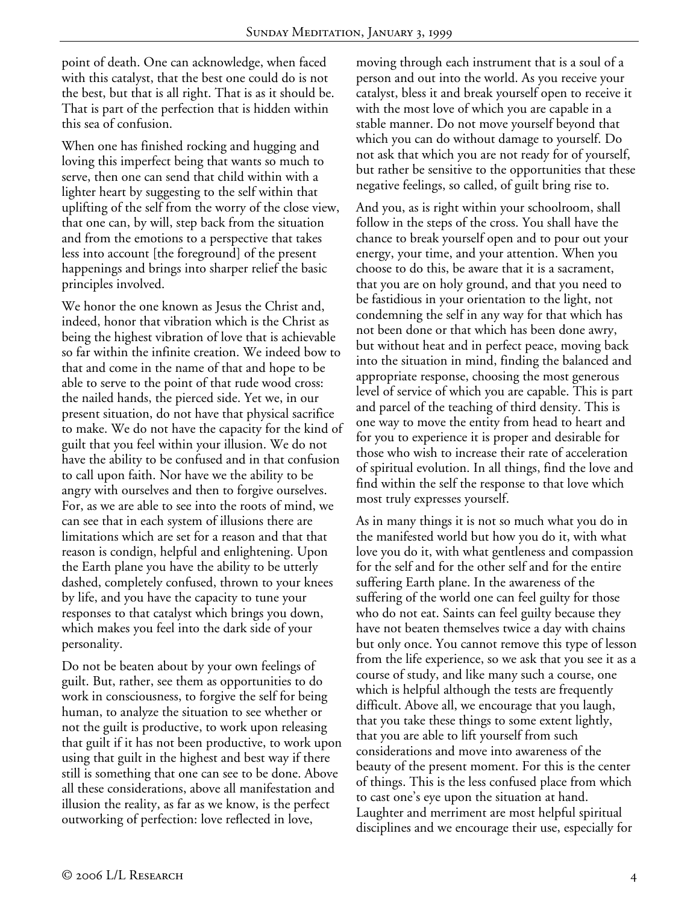point of death. One can acknowledge, when faced with this catalyst, that the best one could do is not the best, but that is all right. That is as it should be. That is part of the perfection that is hidden within this sea of confusion.

When one has finished rocking and hugging and loving this imperfect being that wants so much to serve, then one can send that child within with a lighter heart by suggesting to the self within that uplifting of the self from the worry of the close view, that one can, by will, step back from the situation and from the emotions to a perspective that takes less into account [the foreground] of the present happenings and brings into sharper relief the basic principles involved.

We honor the one known as Jesus the Christ and, indeed, honor that vibration which is the Christ as being the highest vibration of love that is achievable so far within the infinite creation. We indeed bow to that and come in the name of that and hope to be able to serve to the point of that rude wood cross: the nailed hands, the pierced side. Yet we, in our present situation, do not have that physical sacrifice to make. We do not have the capacity for the kind of guilt that you feel within your illusion. We do not have the ability to be confused and in that confusion to call upon faith. Nor have we the ability to be angry with ourselves and then to forgive ourselves. For, as we are able to see into the roots of mind, we can see that in each system of illusions there are limitations which are set for a reason and that that reason is condign, helpful and enlightening. Upon the Earth plane you have the ability to be utterly dashed, completely confused, thrown to your knees by life, and you have the capacity to tune your responses to that catalyst which brings you down, which makes you feel into the dark side of your personality.

Do not be beaten about by your own feelings of guilt. But, rather, see them as opportunities to do work in consciousness, to forgive the self for being human, to analyze the situation to see whether or not the guilt is productive, to work upon releasing that guilt if it has not been productive, to work upon using that guilt in the highest and best way if there still is something that one can see to be done. Above all these considerations, above all manifestation and illusion the reality, as far as we know, is the perfect outworking of perfection: love reflected in love, moving through each instrument that is a soul of a person and out into the world. As you receive your catalyst, bless it and break yourself open to receive it with the most love of which you are capable in a stable manner. Do not move yourself beyond that which you can do without damage to yourself. Do not ask that which you are not ready for of yourself, but rather be sensitive to the opportunities that these negative feelings, so called, of guilt bring rise to.

And you, as is right within your schoolroom, shall follow in the steps of the cross. You shall have the chance to break yourself open and to pour out your energy, your time, and your attention. When you choose to do this, be aware that it is a sacrament, that you are on holy ground, and that you need to be fastidious in your orientation to the light, not condemning the self in any way for that which has not been done or that which has been done awry, but without heat and in perfect peace, moving back into the situation in mind, finding the balanced and appropriate response, choosing the most generous level of service of which you are capable. This is part and parcel of the teaching of third density. This is one way to move the entity from head to heart and for you to experience it is proper and desirable for those who wish to increase their rate of acceleration of spiritual evolution. In all things, find the love and find within the self the response to that love which most truly expresses yourself.

As in many things it is not so much what you do in the manifested world but how you do it, with what love you do it, with what gentleness and compassion for the self and for the other self and for the entire suffering Earth plane. In the awareness of the suffering of the world one can feel guilty for those who do not eat. Saints can feel guilty because they have not beaten themselves twice a day with chains but only once. You cannot remove this type of lesson from the life experience, so we ask that you see it as a course of study, and like many such a course, one which is helpful although the tests are frequently difficult. Above all, we encourage that you laugh, that you take these things to some extent lightly, that you are able to lift yourself from such considerations and move into awareness of the beauty of the present moment. For this is the center of things. This is the less confused place from which to cast one's eye upon the situation at hand. Laughter and merriment are most helpful spiritual disciplines and we encourage their use, especially for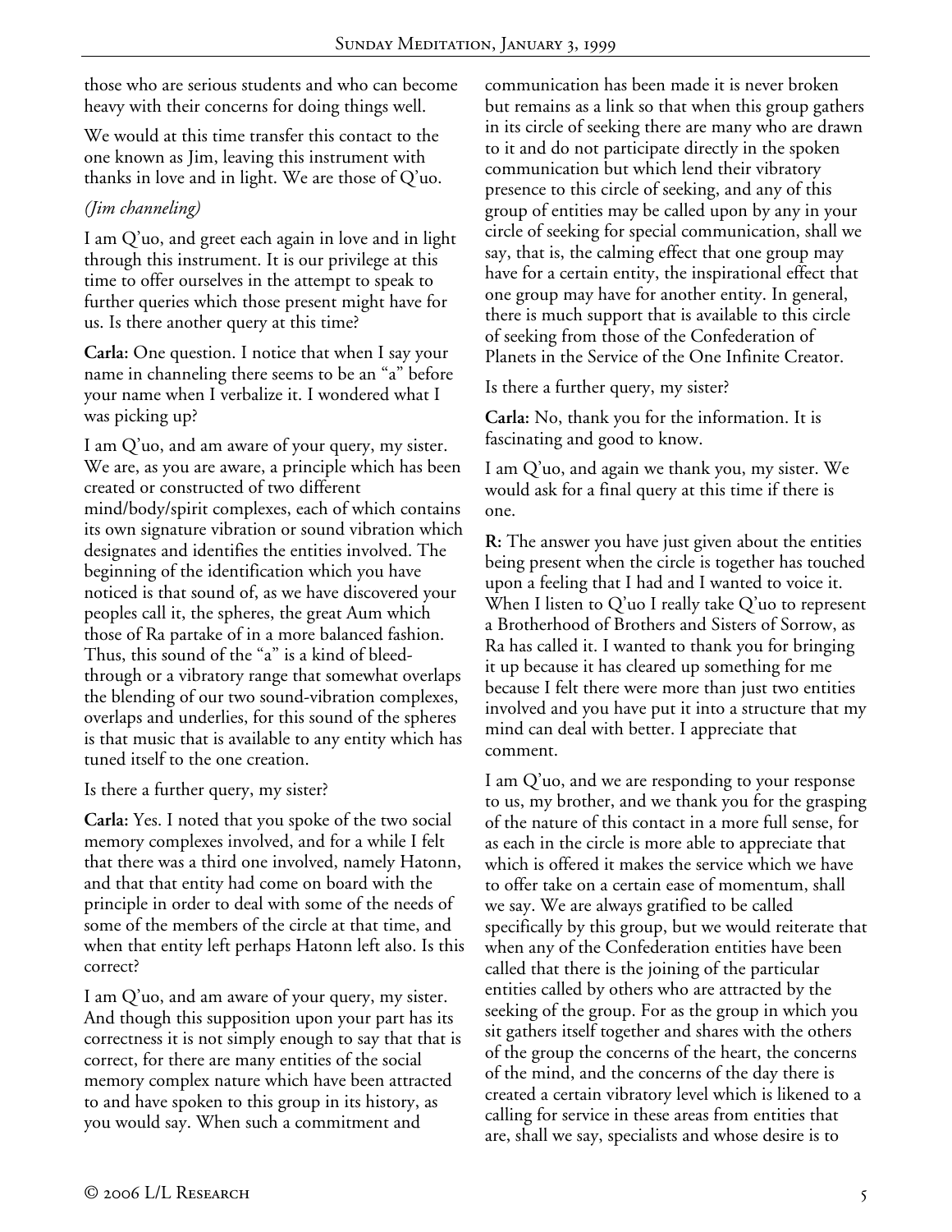those who are serious students and who can become heavy with their concerns for doing things well.

We would at this time transfer this contact to the one known as Jim, leaving this instrument with thanks in love and in light. We are those of Q'uo.

*(Jim channeling)*

I am Q'uo, and greet each again in love and in light through this instrument. It is our privilege at this time to offer ourselves in the attempt to speak to further queries which those present might have for us. Is there another query at this time?

**Carla:** One question. I notice that when I say your name in channeling there seems to be an "a" before your name when I verbalize it. I wondered what I was picking up?

I am Q'uo, and am aware of your query, my sister. We are, as you are aware, a principle which has been created or constructed of two different mind/body/spirit complexes, each of which contains its own signature vibration or sound vibration which designates and identifies the entities involved. The beginning of the identification which you have noticed is that sound of, as we have discovered your peoples call it, the spheres, the great Aum which those of Ra partake of in a more balanced fashion. Thus, this sound of the "a" is a kind of bleed-through or a vibratory range that somewhat overlaps the blending of our two sound-vibration complexes, overlaps and underlies, for this sound of the spheres is that music that is available to any entity which has tuned itself to the one creation.

Is there a further query, my sister?

**Carla:** Yes. I noted that you spoke of the two social memory complexes involved, and for a while I felt that there was a third one involved, namely Hatonn, and that that entity had come on board with the principle in order to deal with some of the needs of some of the members of the circle at that time, and when that entity left perhaps Hatonn left also. Is this correct?

I am Q'uo, and am aware of your query, my sister. And though this supposition upon your part has its correctness it is not simply enough to say that that is correct, for there are many entities of the social memory complex nature which have been attracted to and have spoken to this group in its history, as you would say. When such a commitment and communication has been made it is never broken but remains as a link so that when this group gathers in its circle of seeking there are many who are drawn to it and do not participate directly in the spoken communication but which lend their vibratory presence to this circle of seeking, and any of this group of entities may be called upon by any in your circle of seeking for special communication, shall we say, that is, the calming effect that one group may have for a certain entity, the inspirational effect that one group may have for another entity. In general, there is much support that is available to this circle of seeking from those of the Confederation of Planets in the Service of the One Infinite Creator.

Is there a further query, my sister?

**Carla:** No, thank you for the information. It is fascinating and good to know.

I am Q'uo, and again we thank you, my sister. We would ask for a final query at this time if there is one.

**R:** The answer you have just given about the entities being present when the circle is together has touched upon a feeling that I had and I wanted to voice it. When I listen to Q'uo I really take Q'uo to represent a Brotherhood of Brothers and Sisters of Sorrow, as Ra has called it. I wanted to thank you for bringing it up because it has cleared up something for me because I felt there were more than just two entities involved and you have put it into a structure that my mind can deal with better. I appreciate that comment.

I am Q'uo, and we are responding to your response to us, my brother, and we thank you for the grasping of the nature of this contact in a more full sense, for as each in the circle is more able to appreciate that which is offered it makes the service which we have to offer take on a certain ease of momentum, shall we say. We are always gratified to be called specifically by this group, but we would reiterate that when any of the Confederation entities have been called that there is the joining of the particular entities called by others who are attracted by the seeking of the group. For as the group in which you sit gathers itself together and shares with the others of the group the concerns of the heart, the concerns of the mind, and the concerns of the day there is created a certain vibratory level which is likened to a calling for service in these areas from entities that are, shall we say, specialists and whose desire is to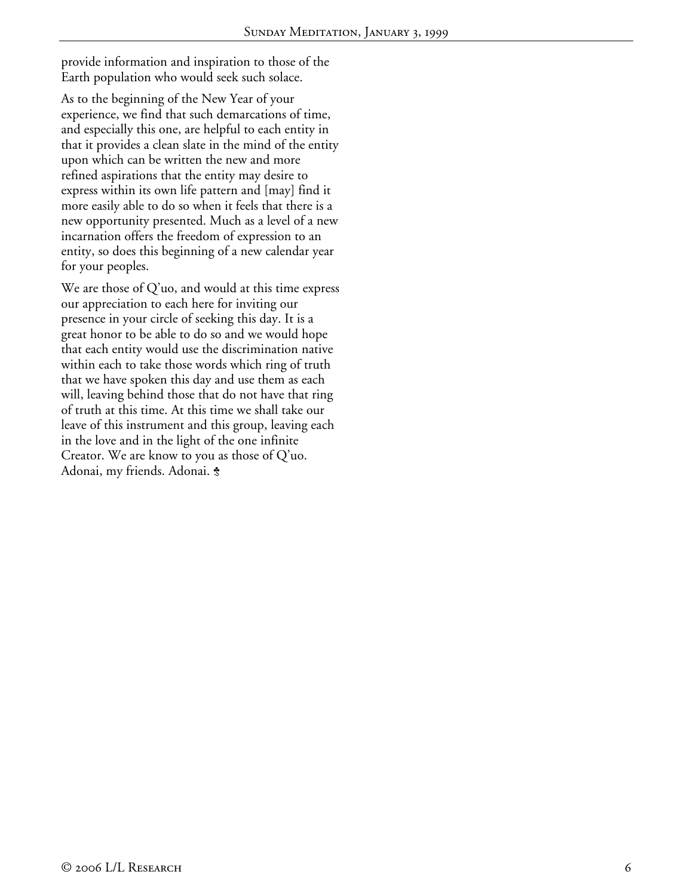provide information and inspiration to those of the Earth population who would seek such solace.

As to the beginning of the New Year of your experience, we find that such demarcations of time, and especially this one, are helpful to each entity in that it provides a clean slate in the mind of the entity upon which can be written the new and more refined aspirations that the entity may desire to express within its own life pattern and [may] find it more easily able to do so when it feels that there is a new opportunity presented. Much as a level of a new incarnation offers the freedom of expression to an entity, so does this beginning of a new calendar year for your peoples.

We are those of Q'uo, and would at this time express our appreciation to each here for inviting our presence in your circle of seeking this day. It is a great honor to be able to do so and we would hope that each entity would use the discrimination native within each to take those words which ring of truth that we have spoken this day and use them as each will, leaving behind those that do not have that ring of truth at this time. At this time we shall take our leave of this instrument and this group, leaving each in the love and in the light of the one infinite Creator. We are know to you as those of Q'uo. Adonai, my friends. Adonai. ♆